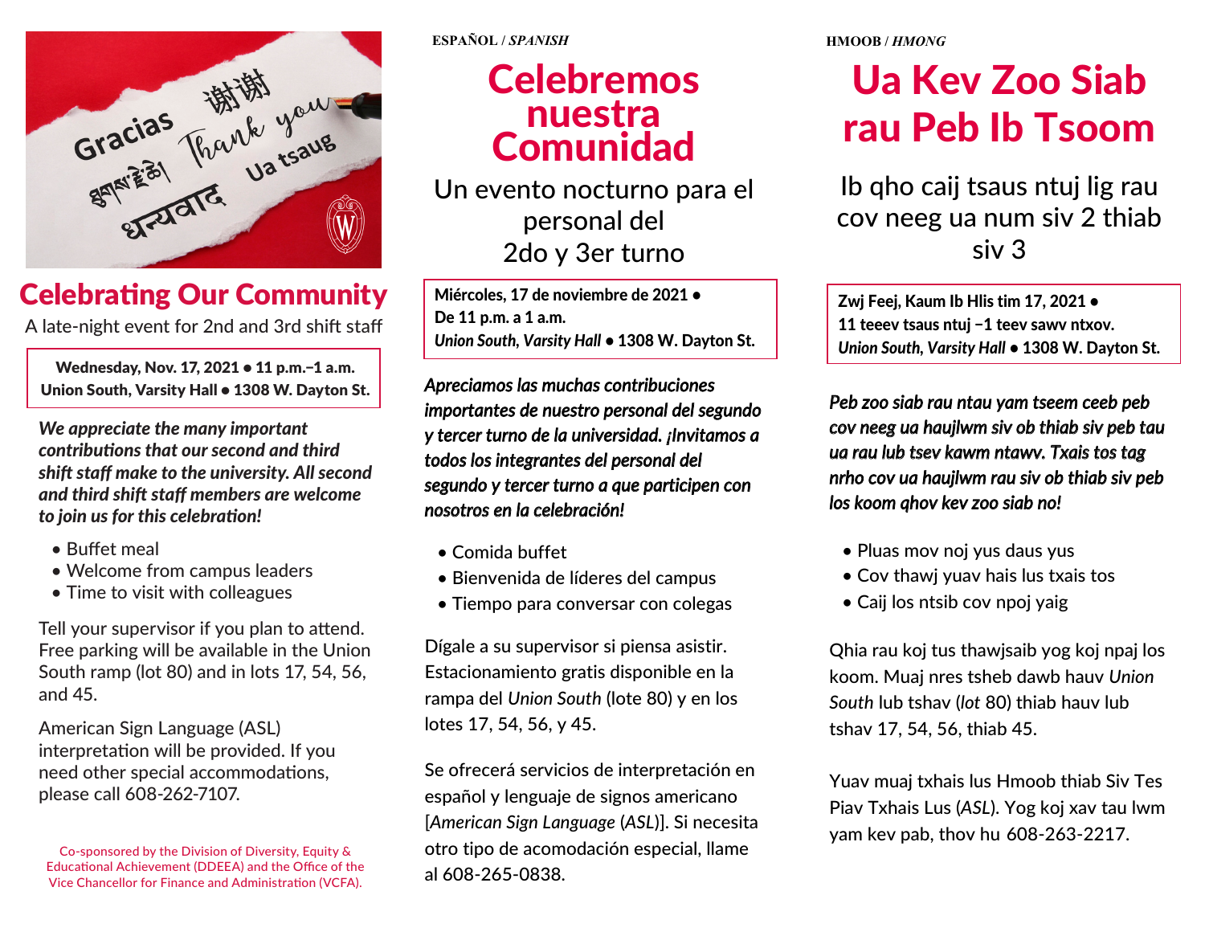# Celebrating Our Community

A late-night event for 2nd and 3rd shift staff

**Wednesday, Nov. 17, 2021 • 11 p.m.–1 a.m.**
**Union South, Varsity Hall • 1308 W. Dayton St.**

***We appreciate the many important contributions that our second and third shift staff make to the university. All second and third shift staff members are welcome to join us for this celebration!***

- Buffet meal
- Welcome from campus leaders
- Time to visit with colleagues

Tell your supervisor if you plan to attend. Free parking will be available in the Union South ramp (lot 80) and in lots 17, 54, 56, and 45.

American Sign Language (ASL) interpretation will be provided. If you need other special accommodations, please call 608-262-7107.

Co-sponsored by the Division of Diversity, Equity & Educational Achievement (DDEEA) and the Office of the Vice Chancellor for Finance and Administration (VCFA).

**ESPAÑOL** / *SPANISH*

# Celebremos nuestra Comunidad

Un evento nocturno para el personal del 2do y 3er turno

**Miércoles, 17 de noviembre de 2021 •**
**De 11 p.m. a 1 a.m.**
***Union South, Varsity Hall* • 1308 W. Dayton St.**

***Apreciamos las muchas contribuciones importantes de nuestro personal del segundo y tercer turno de la universidad. ¡Invitamos a todos los integrantes del personal del segundo y tercer turno a que participen con nosotros en la celebración!***

- Comida buffet
- Bienvenida de líderes del campus
- Tiempo para conversar con colegas

Dígale a su supervisor si piensa asistir. Estacionamiento gratis disponible en la rampa del *Union South* (lote 80) y en los lotes 17, 54, 56, y 45.

Se ofrecerá servicios de interpretación en español y lenguaje de signos americano [*American Sign Language* (*ASL*)]. Si necesita otro tipo de acomodación especial, llame al 608-265-0838.

**HMOOB** / *HMONG*

# Ua Kev Zoo Siab rau Peb Ib Tsoom

Ib qho caij tsaus ntuj lig rau cov neeg ua num siv 2 thiab siv 3

**Zwj Feej, Kaum Ib Hlis tim 17, 2021 •**
**11 teeev tsaus ntuj –1 teev sawv ntxov.**
***Union South, Varsity Hall* • 1308 W. Dayton St.**

***Peb zoo siab rau ntau yam tseem ceeb peb cov neeg ua haujlwm siv ob thiab siv peb tau ua rau lub tsev kawm ntawv. Txais tos tag nrho cov ua haujlwm rau siv ob thiab siv peb los koom qhov kev zoo siab no!***

- Pluas mov noj yus daus yus
- Cov thawj yuav hais lus txais tos
- Caij los ntsib cov npoj yaig

Qhia rau koj tus thawjsaib yog koj npaj los koom. Muaj nres tsheb dawb hauv *Union South* lub tshav (*lot* 80) thiab hauv lub tshav 17, 54, 56, thiab 45.

Yuav muaj txhais lus Hmoob thiab Siv Tes Piav Txhais Lus (*ASL*). Yog koj xav tau lwm yam kev pab, thov hu 608-263-2217.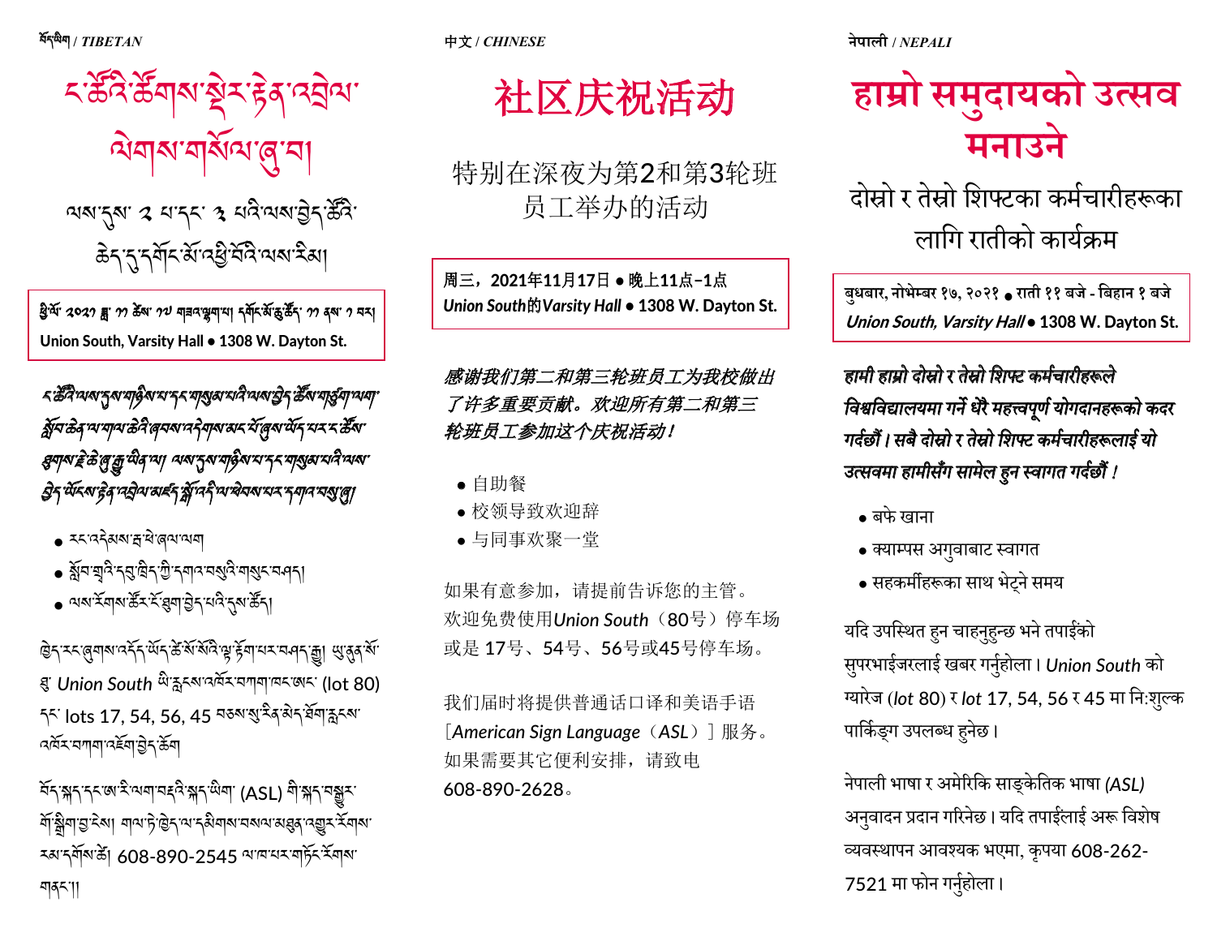བོད་ཡིག / *TIBETAN*

# ང་ཚོའི་ཚོགས་སྡེར་རྟེན་འབྲེལ་ ལེགས་གསོལ་ཞུ་བ།

## ལས་དུས་ ༢ པ་དང་ ༣ པའི་ལས་བྱེད་ཚོའི་ ཆེད་དུ་དགོང་མོ་འཕྱི་པོའི་ལས་རིམ།

ཕྱི་ལོ་ ༢༠༢༡ ཟླ་ ༡༡ ཚེས་ ༡༧ གཟའ་ལྷག་པ། དགོང་མོ་ཆུ་ཚོད་ ༡༡ ནས་ ༡ བར།
Union South, Varsity Hall • 1308 W. Dayton St.

*ང་ཚོའི་ལས་དུས་གཉིས་པ་དང་གསུམ་པའི་ལས་བྱེད་ཚོས་གཙུག་ལག་སློབ་ཆེན་ལ་ཕན་ཐོགས་ཆེན་པོ་བྱུང་བའི་ཞབས་འདེགས་མང་པོ་ཞུས་ཡོད་པར་ང་ཚོས་ཐུགས་རྗེ་ཆེ་ཞུ་རྒྱུ་ཡིན་ལ། ལས་དུས་གཉིས་པ་དང་གསུམ་པའི་ལས་བྱེད་ཡོངས་རྫོགས་འབྲེལ་མཛད་སྒོ་འདི་ལ་ཕེབས་པར་དགའ་བསུ་ཞུ།*

- རང་འདེམས་ཟ་མ་ཞལ་ལག
- སློབ་གྲྭའི་དབུ་ཁྲིད་ཀྱི་དགའ་བསུའི་གསུང་བཤད།
- ལས་རོགས་ཚོར་ངོ་ཤུགས་བྱེད་པའི་དུས་ཚོད།

ཁྱེད་རང་ཞུགས་འདོད་ཡོད་ཚེ་སོ་སོའི་ལྟ་རྟོག་པར་བཤད་རྒྱུ། ཡུ་ནུན་སོ་ཐ་ *Union South* ཡི་རྟ་རྫིང་འཁོར་བཀག་ཁང་ཨང་ (lot 80) དང་ lots 17, 54, 56, 45 བཅས་སུ་རིན་མེད་ཐོག་རྟ་རྫིང་འཁོར་བཀག་འཛུགས་བྱེད་ཆོག

བོད་སྐད་དང་ཨ་རི་ལག་བརྡའི་སྐད་ཡིག (ASL) གི་སྐད་བསྒྱུར་གོ་སྒྲིག་བྱ་རྒྱུ། གལ་ཏེ་ཁྱེད་ལ་དམིགས་བསལ་མཐུན་འགྱུར་རོགས་རམ་དགོས་ཚེ། 608-890-2545 ལ་ཁ་པར་གཏོང་རོགས་གནང་།།

中文 / *CHINESE*

# 社区庆祝活动

## 特别在深夜为第2和第3轮班员工举办的活动

周三，2021年11月17日 • 晚上11点–1点
*Union South*的*Varsity Hall* • 1308 W. Dayton St.

*感谢我们第二和第三轮班员工为我校做出了许多重要贡献。欢迎所有第二和第三轮班员工参加这个庆祝活动！*

- 自助餐
- 校领导致欢迎辞
- 与同事欢聚一堂

如果有意参加，请提前告诉您的主管。欢迎免费使用*Union South*（80号）停车场或是 17号、54号、56号或45号停车场。

我们届时将提供普通话口译和美语手语［*American Sign Language*（*ASL*）］服务。如果需要其它便利安排，请致电608-890-2628。

नेपाली / *NEPALI*

# हाम्रो समुदायको उत्सव मनाउने

## दोस्रो र तेस्रो शिफ्टका कर्मचारीहरूका लागि रातीको कार्यक्रम

बुधबार, नोभेम्बर १७, २०२१ • राती ११ बजे - बिहान १ बजे
*Union South, Varsity Hall* • 1308 W. Dayton St.

*हामी हाम्रो दोस्रो र तेस्रो शिफ्ट कर्मचारीहरूले विश्वविद्यालयमा गर्ने धेरै महत्त्वपूर्ण योगदानहरूको कदर गर्दछौं। सबै दोस्रो र तेस्रो शिफ्ट कर्मचारीहरूलाई यो उत्सवमा हामीसँग सामेल हुन स्वागत गर्दछौं!*

- बफे खाना
- क्याम्पस अगुवाबाट स्वागत
- सहकर्मीहरूका साथ भेट्ने समय

यदि उपस्थित हुन चाहनुहुन्छ भने तपाईंको सुपरभाईजरलाई खबर गर्नुहोला। Union South को ग्यारेज (*lot* 80) र *lot* 17, 54, 56 र 45 मा नि:शुल्क पार्किङ्ग उपलब्ध हुनेछ।

नेपाली भाषा र अमेरिकि साङ्केतिक भाषा *(ASL)* अनुवादन प्रदान गरिनेछ। यदि तपाईंलाई अरू विशेष व्यवस्थापन आवश्यक भएमा, कृपया 608-262-7521 मा फोन गर्नुहोला।